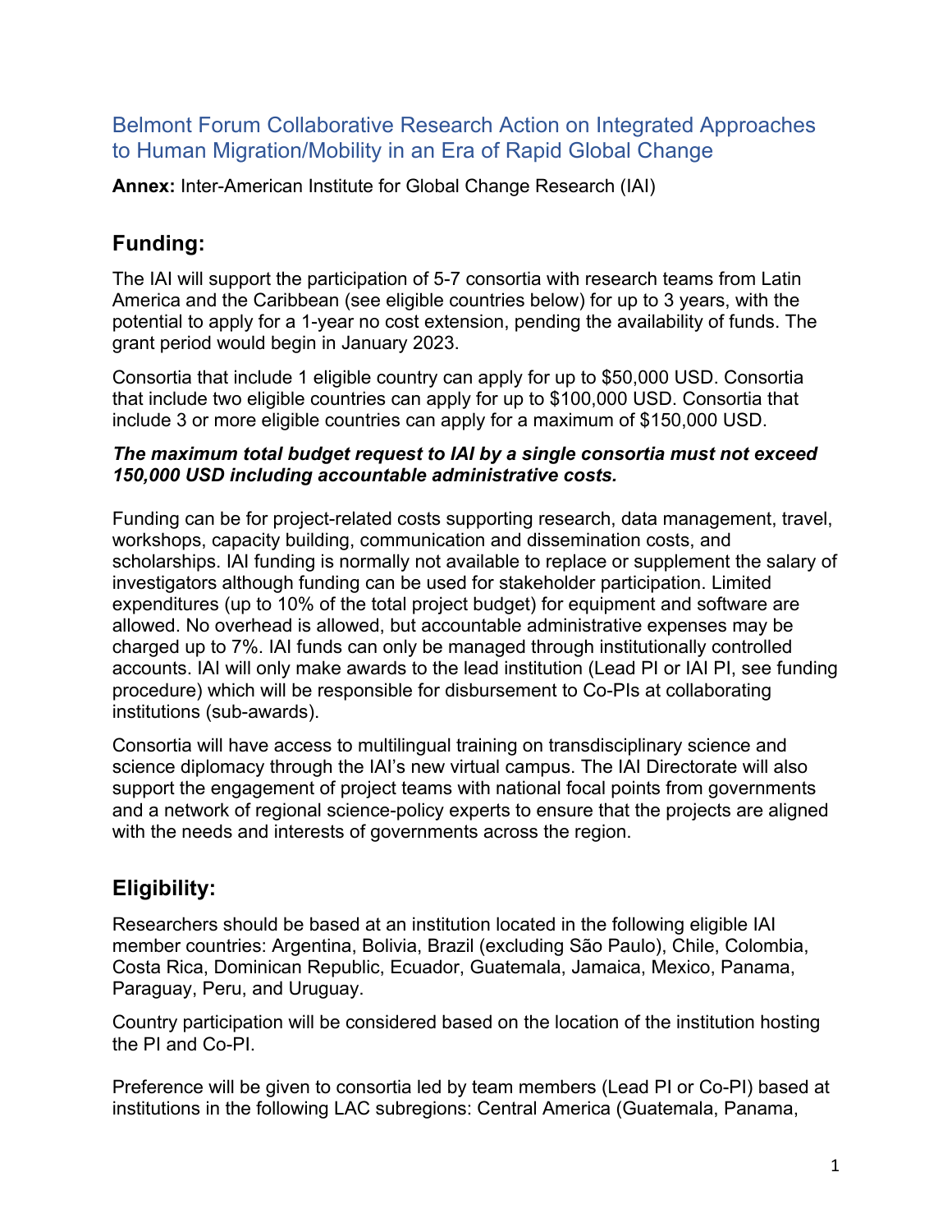# Belmont Forum Collaborative Research Action on Integrated Approaches to Human Migration/Mobility in an Era of Rapid Global Change

**Annex:** Inter-American Institute for Global Change Research (IAI)

## Funding:

The IAI will support the participation of 5-7 consortia with research teams from Latin America and the Caribbean (see eligible countries below) for up to 3 years, with the potential to apply for a 1-year no cost extension, pending the availability of funds. The grant period would begin in January 2023.

Consortia that include 1 eligible country can apply for up to $50,000 USD. Consortia that include two eligible countries can apply for up to $100,000 USD. Consortia that include 3 or more eligible countries can apply for a maximum of $150,000 USD.

***The maximum total budget request to IAI by a single consortia must not exceed 150,000 USD including accountable administrative costs.***

Funding can be for project-related costs supporting research, data management, travel, workshops, capacity building, communication and dissemination costs, and scholarships. IAI funding is normally not available to replace or supplement the salary of investigators although funding can be used for stakeholder participation. Limited expenditures (up to 10% of the total project budget) for equipment and software are allowed. No overhead is allowed, but accountable administrative expenses may be charged up to 7%. IAI funds can only be managed through institutionally controlled accounts. IAI will only make awards to the lead institution (Lead PI or IAI PI, see funding procedure) which will be responsible for disbursement to Co-PIs at collaborating institutions (sub-awards).

Consortia will have access to multilingual training on transdisciplinary science and science diplomacy through the IAI's new virtual campus. The IAI Directorate will also support the engagement of project teams with national focal points from governments and a network of regional science-policy experts to ensure that the projects are aligned with the needs and interests of governments across the region.

## Eligibility:

Researchers should be based at an institution located in the following eligible IAI member countries: Argentina, Bolivia, Brazil (excluding São Paulo), Chile, Colombia, Costa Rica, Dominican Republic, Ecuador, Guatemala, Jamaica, Mexico, Panama, Paraguay, Peru, and Uruguay.

Country participation will be considered based on the location of the institution hosting the PI and Co-PI.

Preference will be given to consortia led by team members (Lead PI or Co-PI) based at institutions in the following LAC subregions: Central America (Guatemala, Panama,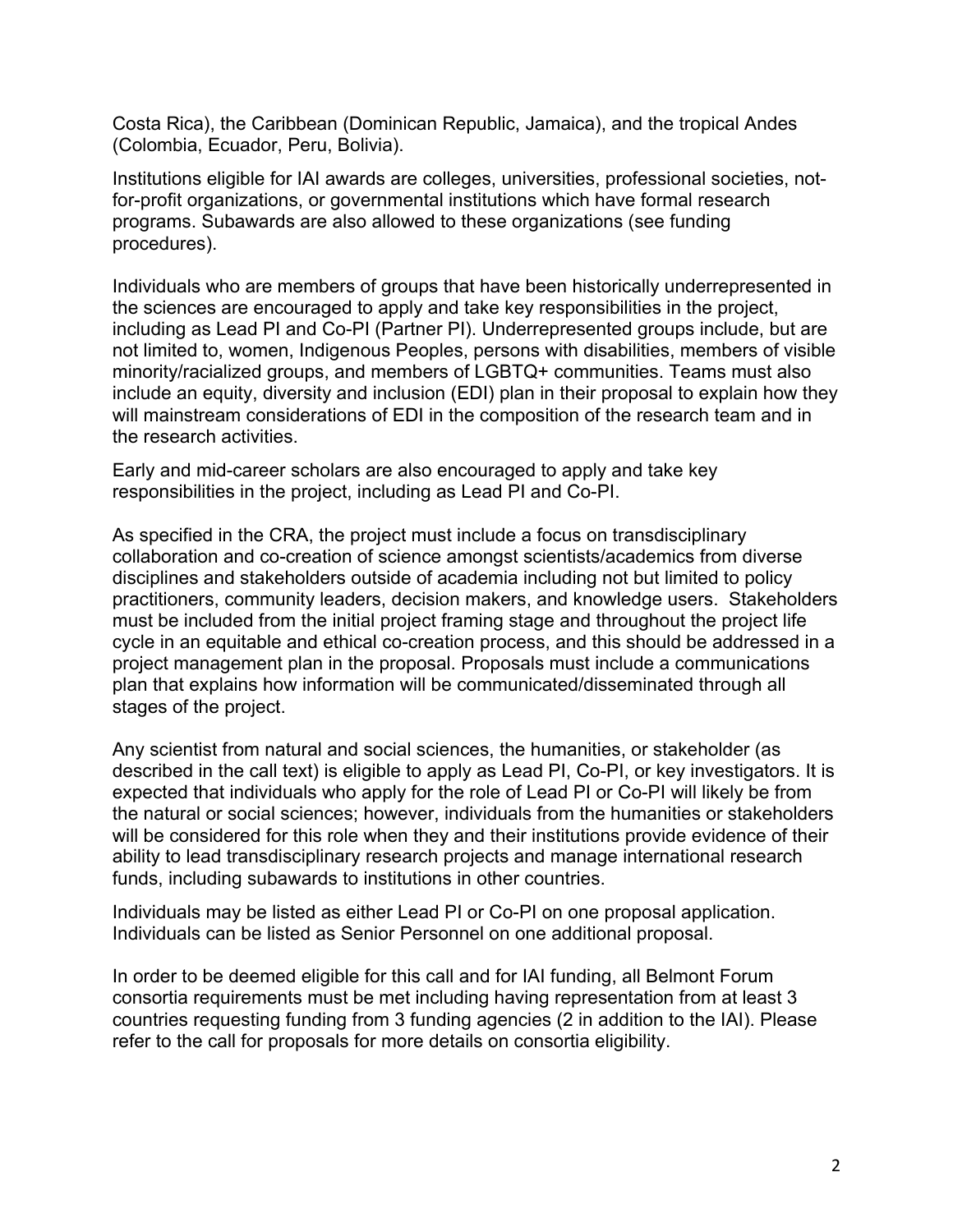Costa Rica), the Caribbean (Dominican Republic, Jamaica), and the tropical Andes (Colombia, Ecuador, Peru, Bolivia).

Institutions eligible for IAI awards are colleges, universities, professional societies, not-for-profit organizations, or governmental institutions which have formal research programs. Subawards are also allowed to these organizations (see funding procedures).

Individuals who are members of groups that have been historically underrepresented in the sciences are encouraged to apply and take key responsibilities in the project, including as Lead PI and Co-PI (Partner PI). Underrepresented groups include, but are not limited to, women, Indigenous Peoples, persons with disabilities, members of visible minority/racialized groups, and members of LGBTQ+ communities. Teams must also include an equity, diversity and inclusion (EDI) plan in their proposal to explain how they will mainstream considerations of EDI in the composition of the research team and in the research activities.

Early and mid-career scholars are also encouraged to apply and take key responsibilities in the project, including as Lead PI and Co-PI.

As specified in the CRA, the project must include a focus on transdisciplinary collaboration and co-creation of science amongst scientists/academics from diverse disciplines and stakeholders outside of academia including not but limited to policy practitioners, community leaders, decision makers, and knowledge users. Stakeholders must be included from the initial project framing stage and throughout the project life cycle in an equitable and ethical co-creation process, and this should be addressed in a project management plan in the proposal. Proposals must include a communications plan that explains how information will be communicated/disseminated through all stages of the project.

Any scientist from natural and social sciences, the humanities, or stakeholder (as described in the call text) is eligible to apply as Lead PI, Co-PI, or key investigators. It is expected that individuals who apply for the role of Lead PI or Co-PI will likely be from the natural or social sciences; however, individuals from the humanities or stakeholders will be considered for this role when they and their institutions provide evidence of their ability to lead transdisciplinary research projects and manage international research funds, including subawards to institutions in other countries.

Individuals may be listed as either Lead PI or Co-PI on one proposal application. Individuals can be listed as Senior Personnel on one additional proposal.

In order to be deemed eligible for this call and for IAI funding, all Belmont Forum consortia requirements must be met including having representation from at least 3 countries requesting funding from 3 funding agencies (2 in addition to the IAI). Please refer to the call for proposals for more details on consortia eligibility.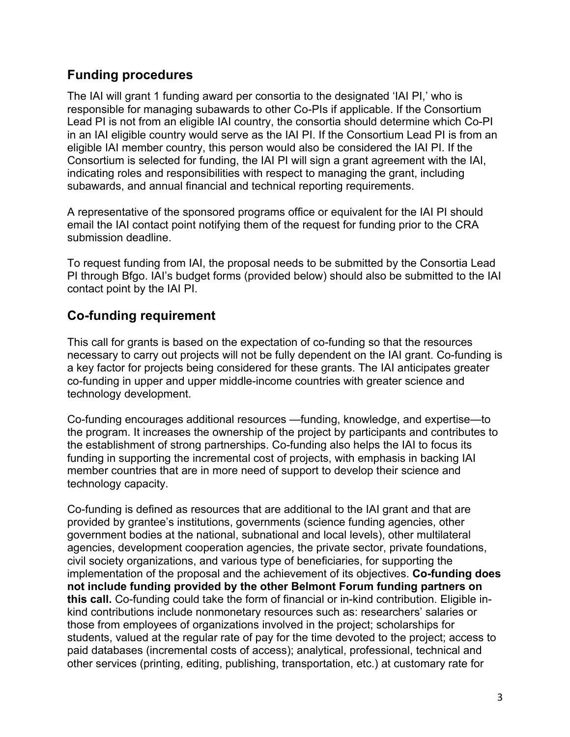## Funding procedures

The IAI will grant 1 funding award per consortia to the designated 'IAI PI,' who is responsible for managing subawards to other Co-PIs if applicable. If the Consortium Lead PI is not from an eligible IAI country, the consortia should determine which Co-PI in an IAI eligible country would serve as the IAI PI. If the Consortium Lead PI is from an eligible IAI member country, this person would also be considered the IAI PI. If the Consortium is selected for funding, the IAI PI will sign a grant agreement with the IAI, indicating roles and responsibilities with respect to managing the grant, including subawards, and annual financial and technical reporting requirements.

A representative of the sponsored programs office or equivalent for the IAI PI should email the IAI contact point notifying them of the request for funding prior to the CRA submission deadline.

To request funding from IAI, the proposal needs to be submitted by the Consortia Lead PI through Bfgo. IAI's budget forms (provided below) should also be submitted to the IAI contact point by the IAI PI.

## Co-funding requirement

This call for grants is based on the expectation of co-funding so that the resources necessary to carry out projects will not be fully dependent on the IAI grant. Co-funding is a key factor for projects being considered for these grants. The IAI anticipates greater co-funding in upper and upper middle-income countries with greater science and technology development.

Co-funding encourages additional resources —funding, knowledge, and expertise—to the program. It increases the ownership of the project by participants and contributes to the establishment of strong partnerships. Co-funding also helps the IAI to focus its funding in supporting the incremental cost of projects, with emphasis in backing IAI member countries that are in more need of support to develop their science and technology capacity.

Co-funding is defined as resources that are additional to the IAI grant and that are provided by grantee's institutions, governments (science funding agencies, other government bodies at the national, subnational and local levels), other multilateral agencies, development cooperation agencies, the private sector, private foundations, civil society organizations, and various type of beneficiaries, for supporting the implementation of the proposal and the achievement of its objectives. **Co-funding does not include funding provided by the other Belmont Forum funding partners on this call.** Co-funding could take the form of financial or in-kind contribution. Eligible in-kind contributions include nonmonetary resources such as: researchers' salaries or those from employees of organizations involved in the project; scholarships for students, valued at the regular rate of pay for the time devoted to the project; access to paid databases (incremental costs of access); analytical, professional, technical and other services (printing, editing, publishing, transportation, etc.) at customary rate for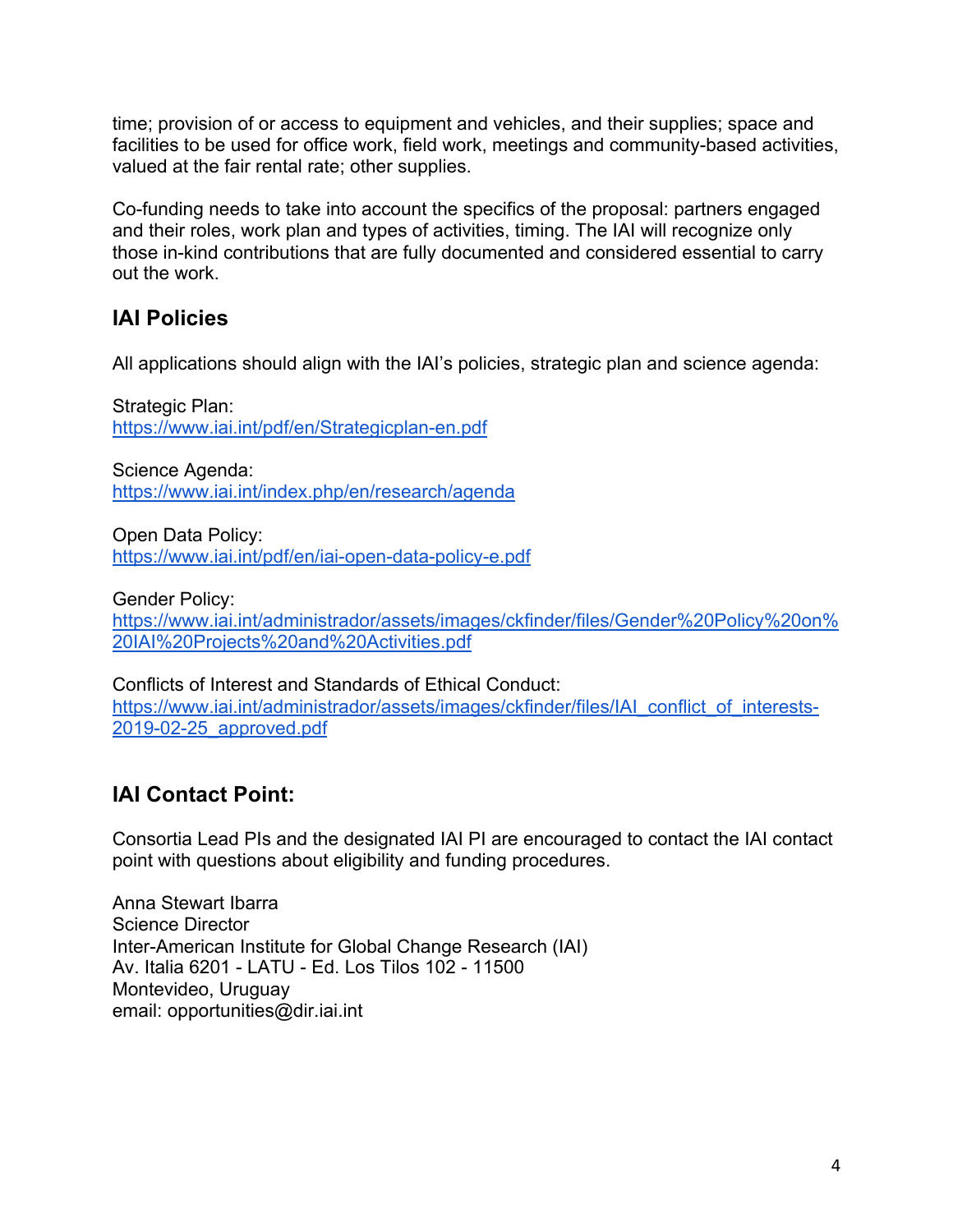time; provision of or access to equipment and vehicles, and their supplies; space and facilities to be used for office work, field work, meetings and community-based activities, valued at the fair rental rate; other supplies.

Co-funding needs to take into account the specifics of the proposal: partners engaged and their roles, work plan and types of activities, timing. The IAI will recognize only those in-kind contributions that are fully documented and considered essential to carry out the work.

## IAI Policies

All applications should align with the IAI's policies, strategic plan and science agenda:

Strategic Plan:
https://www.iai.int/pdf/en/Strategicplan-en.pdf

Science Agenda:
https://www.iai.int/index.php/en/research/agenda

Open Data Policy:
https://www.iai.int/pdf/en/iai-open-data-policy-e.pdf

Gender Policy:
https://www.iai.int/administrador/assets/images/ckfinder/files/Gender%20Policy%20on%20IAI%20Projects%20and%20Activities.pdf

Conflicts of Interest and Standards of Ethical Conduct:
https://www.iai.int/administrador/assets/images/ckfinder/files/IAI_conflict_of_interests-2019-02-25_approved.pdf

## IAI Contact Point:

Consortia Lead PIs and the designated IAI PI are encouraged to contact the IAI contact point with questions about eligibility and funding procedures.

Anna Stewart Ibarra
Science Director
Inter-American Institute for Global Change Research (IAI)
Av. Italia 6201 - LATU - Ed. Los Tilos 102 - 11500
Montevideo, Uruguay
email: opportunities@dir.iai.int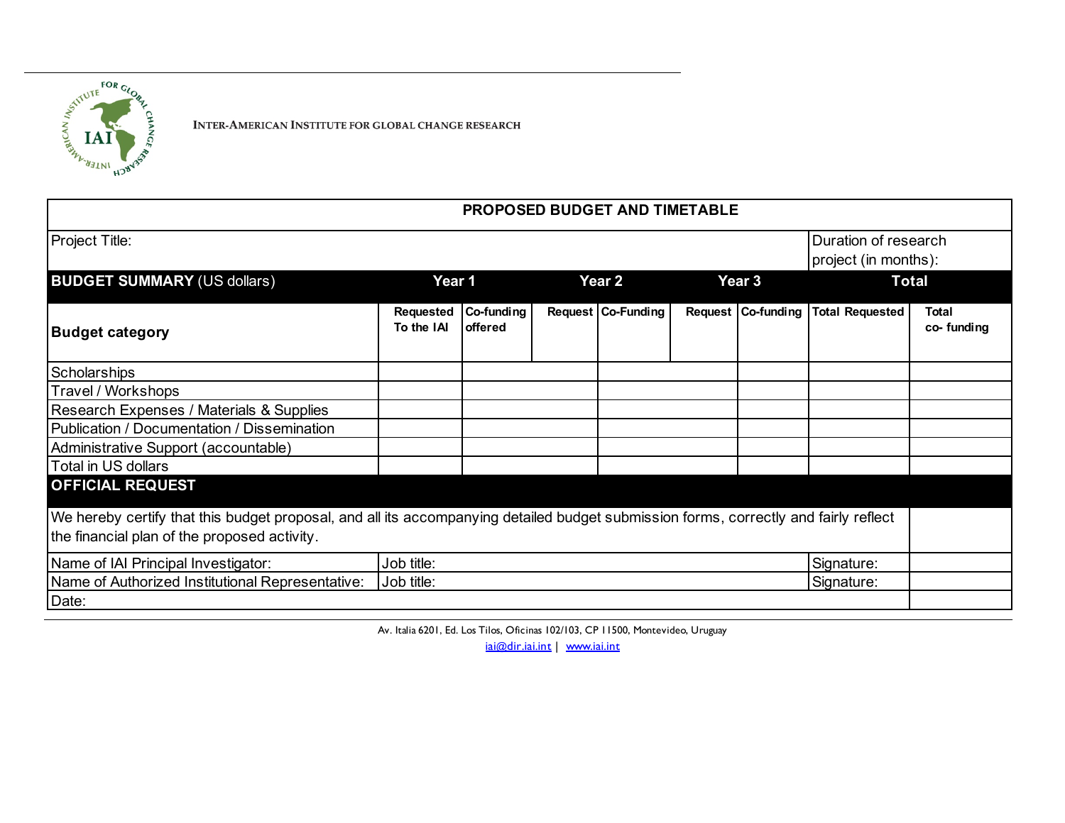INTER-AMERICAN INSTITUTE FOR GLOBAL CHANGE RESEARCH

| PROPOSED BUDGET AND TIMETABLE | | | | | | | | |
|---|---|---|---|---|---|---|---|---|
| Project Title: | | | | | | | Duration of research project (in months): | |
| **BUDGET SUMMARY** (US dollars) | **Year 1** | | **Year 2** | | **Year 3** | | **Total** | |
| **Budget category** | **Requested To the IAI** | **Co-funding offered** | **Request** | **Co-Funding** | **Request** | **Co-funding** | **Total Requested** | **Total co- funding** |
| Scholarships | | | | | | | | |
| Travel / Workshops | | | | | | | | |
| Research Expenses / Materials & Supplies | | | | | | | | |
| Publication / Documentation / Dissemination | | | | | | | | |
| Administrative Support (accountable) | | | | | | | | |
| Total in US dollars | | | | | | | | |
| **OFFICIAL REQUEST** | | | | | | | | |
| We hereby certify that this budget proposal, and all its accompanying detailed budget submission forms, correctly and fairly reflect the financial plan of the proposed activity. | | | | | | | | |
| Name of IAI Principal Investigator: | Job title: | | | | | | Signature: | |
| Name of Authorized Institutional Representative: | Job title: | | | | | | Signature: | |
| Date: | | | | | | | | |

Av. Italia 6201, Ed. Los Tilos, Oficinas 102/103, CP 11500, Montevideo, Uruguay

iai@dir.iai.int | www.iai.int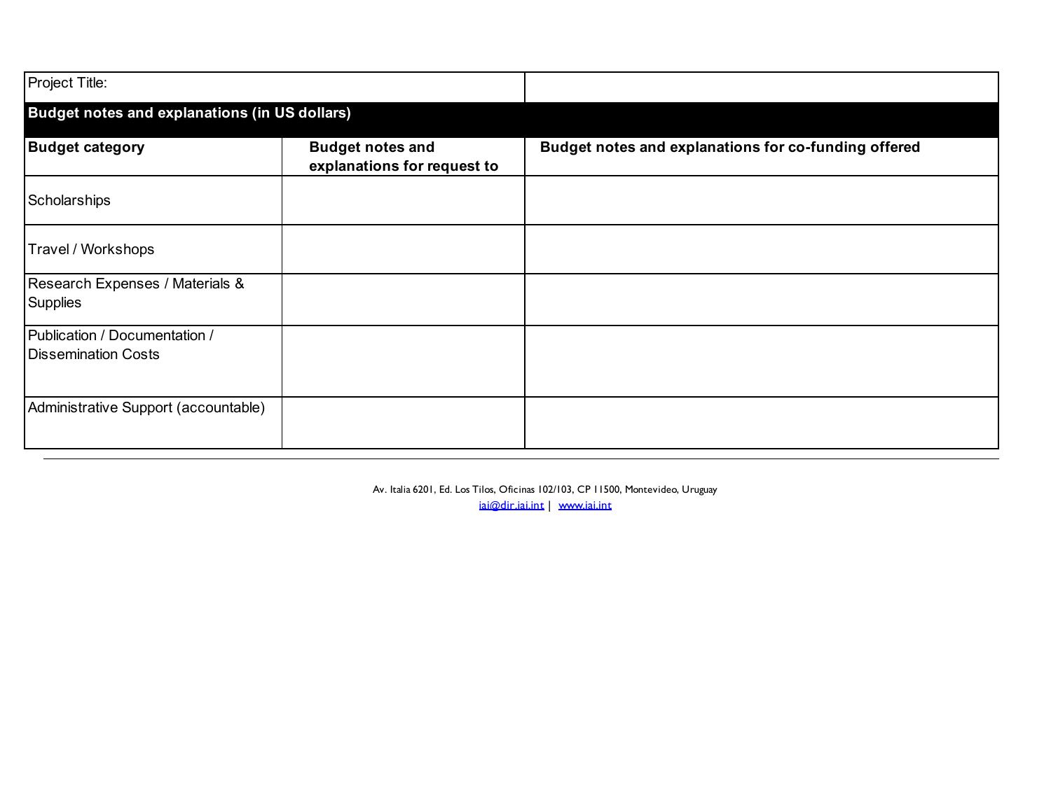| Project Title: | | |
|---|---|---|
| **Budget notes and explanations (in US dollars)** | | |
| **Budget category** | **Budget notes and explanations for request to** | **Budget notes and explanations for co-funding offered** |
| Scholarships | | |
| Travel / Workshops | | |
| Research Expenses / Materials & Supplies | | |
| Publication / Documentation / Dissemination Costs | | |
| Administrative Support (accountable) | | |

Av. Italia 6201, Ed. Los Tilos, Oficinas 102/103, CP 11500, Montevideo, Uruguay
iai@dir.iai.int | www.iai.int